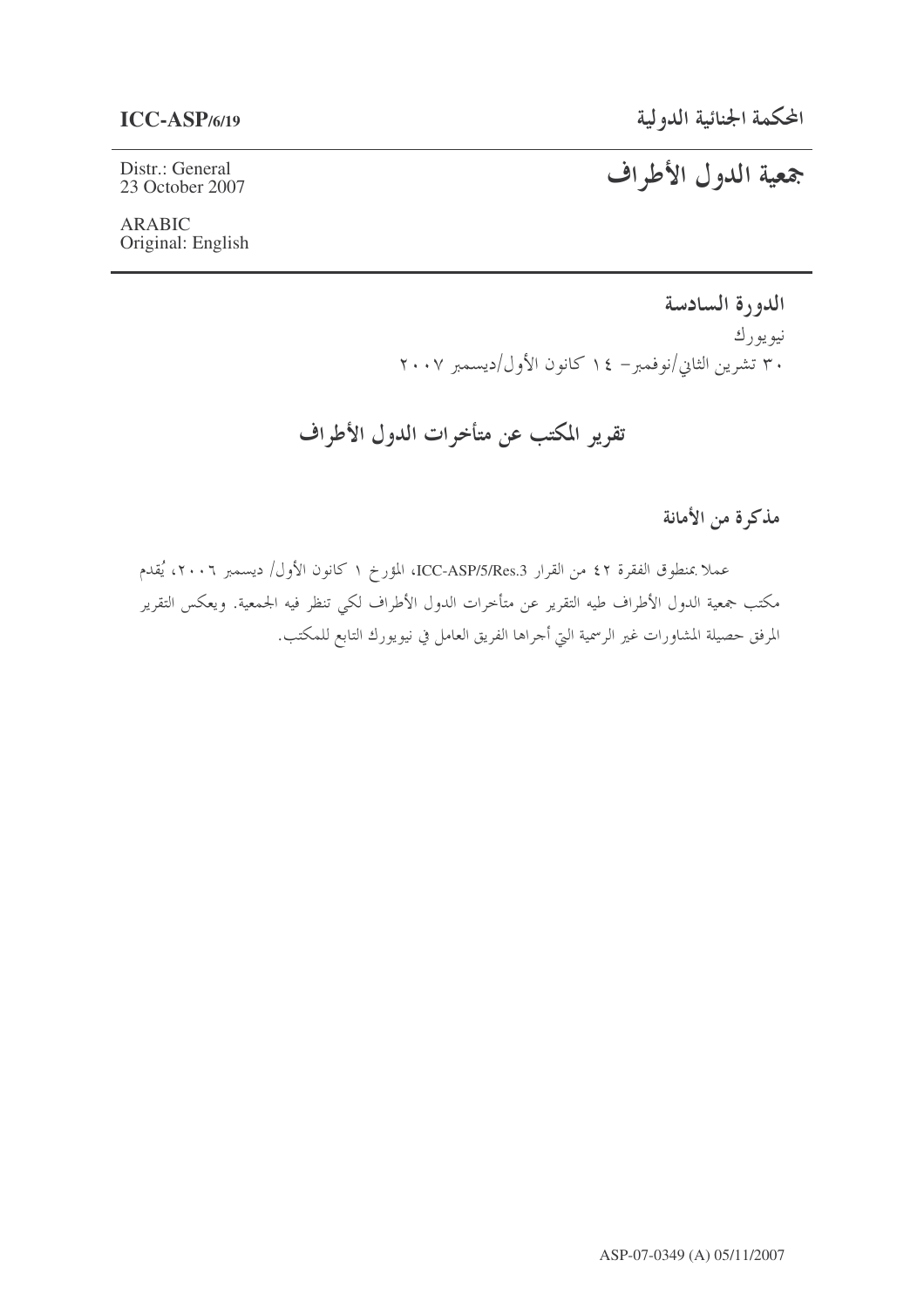**ICC-ASP/6/19**

المحكمة الجنائية الدولية

Distr.: General
23 October 2007

# جمعية الدول الأطراف

ARABIC
Original: English

**الدورة السادسة**

نيويورك

٣٠ تشرين الثاني/نوفمبر– ١٤ كانون الأول/ديسمبر ٢٠٠٧

## تقرير المكتب عن متأخرات الدول الأطراف

### مذكرة من الأمانة

عملا بمنطوق الفقرة ٤٢ من القرار ICC-ASP/5/Res.3، المؤرخ ١ كانون الأول/ ديسمبر ٢٠٠٦، يُقدم مكتب جمعية الدول الأطراف طيه التقرير عن متأخرات الدول الأطراف لكي تنظر فيه الجمعية. ويعكس التقرير المرفق حصيلة المشاورات غير الرسمية التي أجراها الفريق العامل في نيويورك التابع للمكتب.

ASP-07-0349 (A) 05/11/2007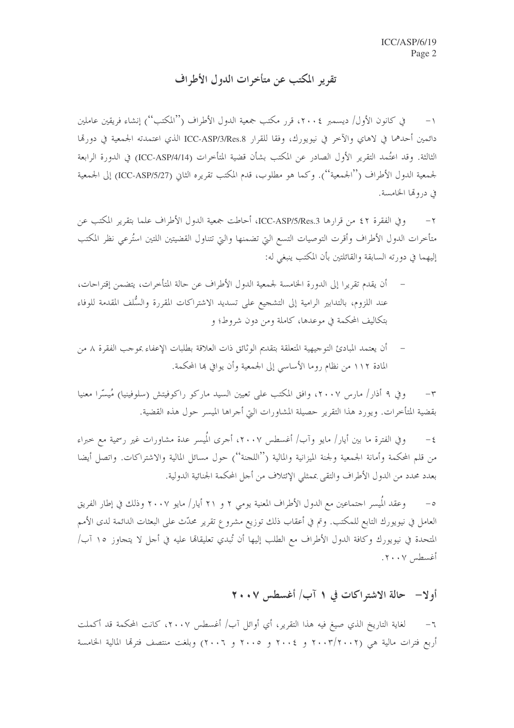## تقرير المكتب عن متأخرات الدول الأطراف

١- في كانون الأول/ ديسمبر ٢٠٠٤، قرر مكتب جمعية الدول الأطراف (''المكتب'') إنشاء فريقين عاملين دائمين أحدهما في لاهاي والآخر في نيويورك، وفقا للقرار ICC-ASP/3/Res.8 الذي اعتمدته الجمعية في دورتها الثالثة. وقد اعتُمد التقرير الأول الصادر عن المكتب بشأن قضية المتأخرات (ICC-ASP/4/14) في الدورة الرابعة لجمعية الدول الأطراف (''الجمعية''). وكما هو مطلوب، قدم المكتب تقريره الثاني (ICC-ASP/5/27) إلى الجمعية في دورتها الخامسة.

٢- وفي الفقرة ٤٢ من قرارها ICC-ASP/5/Res.3، أحاطت جمعية الدول الأطراف علما بتقرير المكتب عن متأخرات الدول الأطراف وأقرت التوصيات التسع التي تضمنها والتي تتناول القضيتين اللتين استُرعي نظر المكتب إليهما في دورته السابقة والقائلتين بأن المكتب ينبغي له:

- أن يقدم تقريرا إلى الدورة الخامسة لجمعية الدول الأطراف عن حالة المتأخرات، يتضمن إقتراحات، عند اللزوم، بالتدابير الرامية إلى التشجيع على تسديد الاشتراكات المقررة والسُّلف المقدمة للوفاء بتكاليف المحكمة في موعدها، كاملة ومن دون شروط؛ و

- أن يعتمد المبادئ التوجيهية المتعلقة بتقديم الوثائق ذات العلاقة بطلبات الإعفاء بموجب الفقرة ٨ من المادة ١١٢ من نظام روما الأساسي إلى الجمعية وأن يوافي بها المحكمة.

٣- وفي ٩ آذار/ مارس ٢٠٠٧، وافق المكتب على تعيين السيد ماركو راكوفيتش (سلوفينيا) مُيسّرا معنيا بقضية المتأخرات. ويورد هذا التقرير حصيلة المشاورات التي أجراها الميسر حول هذه القضية.

٤- وفي الفترة ما بين أيار/ مايو وآب/ أغسطس ٢٠٠٧، أجرى المُيسر عدة مشاورات غير رسمية مع خبراء من قلم المحكمة وأمانة الجمعية ولجنة الميزانية والمالية (''اللجنة'') حول مسائل المالية والاشتراكات. واتصل أيضا بعدد محدد من الدول الأطراف والتقى بممثلي الإئتلاف من أجل المحكمة الجنائية الدولية.

٥- وعقد المُيسر اجتماعين مع الدول الأطراف المعنية يومي ٢ و ٢١ أيار/ مايو ٢٠٠٧ وذلك في إطار الفريق العامل في نيويورك التابع للمكتب. وتم في أعقاب ذلك توزيع مشروع تقرير محدّث على البعثات الدائمة لدى الأمم المتحدة في نيويورك وكافة الدول الأطراف مع الطلب إليها أن تُبدي تعليقاتها عليه في أجل لا يتجاوز ١٥ آب/ أغسطس ٢٠٠٧.

## أولا- حالة الاشتراكات في ١ آب/ أغسطس ٢٠٠٧

٦- لغاية التاريخ الذي صيغ فيه هذا التقرير، أي أوائل آب/ أغسطس ٢٠٠٧، كانت المحكمة قد أكملت أربع فترات مالية هي (٢٠٠٢/٢٠٠٣ و ٢٠٠٤ و ٢٠٠٥ و ٢٠٠٦) وبلغت منتصف فترتها المالية الخامسة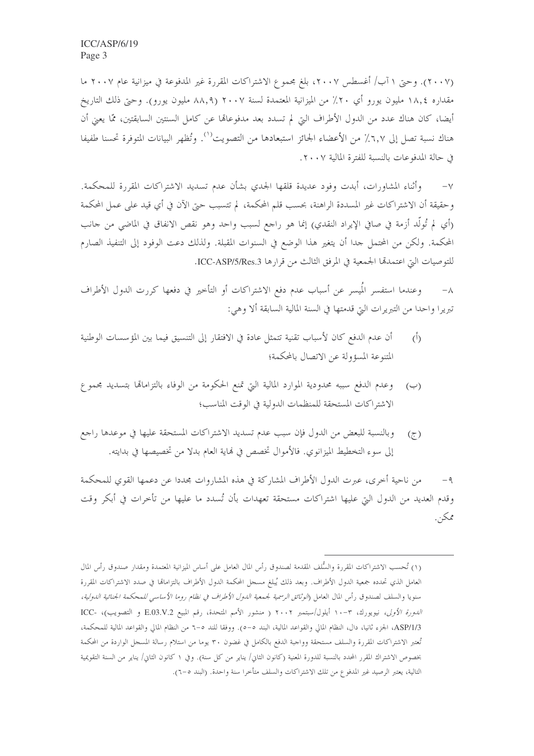(٢٠٠٧). وحتى ١ آب/ أغسطس ٢٠٠٧، بلغ مجموع الاشتراكات المقررة غير المدفوعة في ميزانية عام ٢٠٠٧ ما مقداره ١٨,٤ مليون يورو أي ٢٠٪ من الميزانية المعتمدة لسنة ٢٠٠٧ (٨٨,٩ مليون يورو). وحتى ذلك التاريخ أيضا، كان هناك عدد من الدول الأطراف التي لم تسدد بعد مدفوعاتها عن كامل السنتين السابقتين، ممّا يعني أن هناك نسبة تصل إلى ٦,٧٪ من الأعضاء الجائز استبعادها من التصويت[1]. وتُظهر البيانات المتوفرة تحسنا طفيفا في حالة المدفوعات بالنسبة للفترة المالية ٢٠٠٧.

٧- وأثناء المشاورات، أبدت وفود عديدة قلقها الجدي بشأن عدم تسديد الاشتراكات المقررة للمحكمة. وحقيقة أن الاشتراكات غير المسددة الراهنة، بحسب قلم المحكمة، لم تتسبب حتى الآن في أي قيد على عمل المحكمة (أي لم تُولّد أزمة في صافي الإيراد النقدي) إنما هو راجع لسبب واحد وهو نقص الانفاق في الماضي من جانب المحكمة. ولكن من المحتمل جدا أن يتغير هذا الوضع في السنوات المقبلة. ولذلك دعت الوفود إلى التنفيذ الصارم للتوصيات التي اعتمدتها الجمعية في المرفق الثالث من قرارها ICC-ASP/5/Res.3.

٨- وعندما استفسر المُيسر عن أسباب عدم دفع الاشتراكات أو التأخير في دفعها كررت الدول الأطراف تبريرا واحدا من التبريرات التي قدمتها في السنة المالية السابقة ألا وهي:

(أ) أن عدم الدفع كان لأسباب تقنية تتمثل عادة في الافتقار إلى التنسيق فيما بين المؤسسات الوطنية المتنوعة المسؤولة عن الاتصال بالمحكمة؛

(ب) وعدم الدفع سببه محدودية الموارد المالية التي تمنع الحكومة من الوفاء بالتزاماتها بتسديد مجموع الاشتراكات المستحقة للمنظمات الدولية في الوقت المناسب؛

(ج) وبالنسبة للبعض من الدول فإن سبب عدم تسديد الاشتراكات المستحقة عليها في موعدها راجع إلى سوء التخطيط الميزانوي. فالأموال تخصص في نهاية العام بدلا من تخصيصها في بدايته.

٩- من ناحية أخرى، عبرت الدول الأطراف المشاركة في هذه المشاورات مجددا عن دعمها القوي للمحكمة وقدم العديد من الدول التي عليها اشتراكات مستحقة تعهدات بأن تُسدد ما عليها من تأخرات في أبكر وقت ممكن.

---

(١) تُحسب الاشتراكات المقررة والسُّلف المقدمة لصندوق رأس المال العامل على أساس الميزانية المعتمدة ومقدار صندوق رأس المال العامل الذي تحدده جمعية الدول الأطراف. وبعد ذلك يُبلغ مسجل المحكمة الدول الأطراف بالتزاماتها في صدد الاشتراكات المقررة سنويا والسلف لصندوق رأس المال العامل (*الوثائق الرسمية لجمعية الدول الأطراف في نظام روما الأساسي للمحكمة الجنائية الدولية، الدورة الأولى*، نيويورك، ٣-١٠ أيلول/سبتمبر ٢٠٠٢ ( منشور الأمم المتحدة، رقم المبيع E.03.V.2 و التصويب)، ICC-ASP/1/3، الجزء ثانيا، دال، النظام المالي والقواعد المالية، البند ٥-٥). ووفقا للبند ٥-٦ من النظام المالي والقواعد المالية للمحكمة، تُعتبر الاشتراكات المقررة والسلف مستحقة وواجبة الدفع بالكامل في غضون ٣٠ يوما من استلام رسالة المسجل الواردة من المحكمة بخصوص الاشتراك المقرر المحدد بالنسبة للدورة المعنية (كانون الثاني/ يناير من كل سنة). وفي ١ كانون الثاني/ يناير من السنة التقويمية التالية، يعتبر الرصيد غير المدفوع من تلك الاشتراكات والسلف متأخرا سنة واحدة. (البند ٥-٦).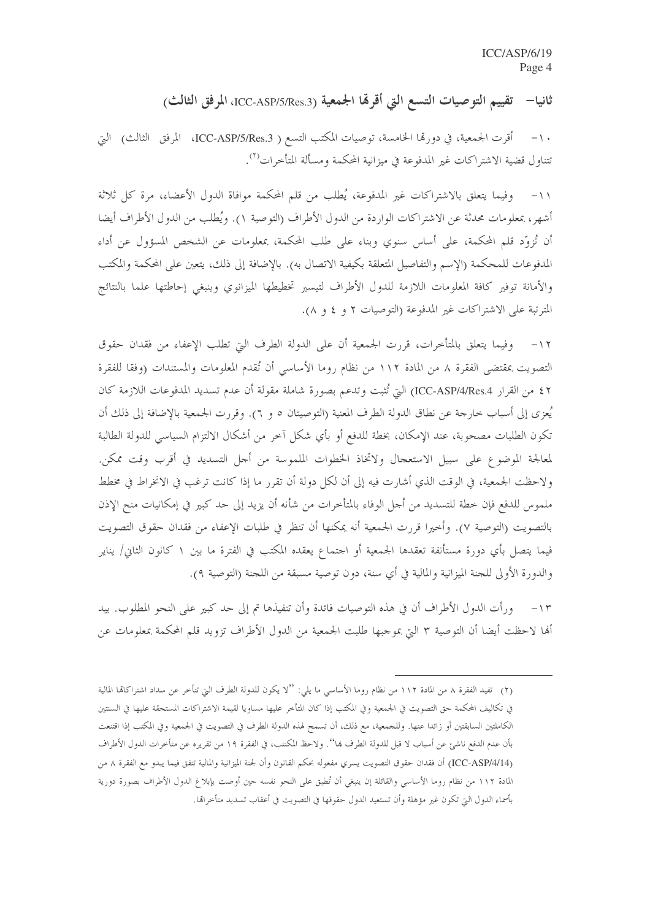## ثانيا– تقييم التوصيات التسع التي أقرتها الجمعية (ICC-ASP/5/Res.3، المرفق الثالث)

١٠– أقرت الجمعية، في دورتها الخامسة، توصيات المكتب التسع (ICC-ASP/5/Res.3، المرفق الثالث) التي تتناول قضية الاشتراكات غير المدفوعة في ميزانية المحكمة ومسألة المتأخرات[٢].

١١– وفيما يتعلق بالاشتراكات غير المدفوعة، يُطلب من قلم المحكمة موافاة الدول الأعضاء، مرة كل ثلاثة أشهر، بمعلومات محدثة عن الاشتراكات الواردة من الدول الأطراف (التوصية ١). ويُطلب من الدول الأطراف أيضا أن تُزوّد قلم المحكمة، على أساس سنوي وبناء على طلب المحكمة، بمعلومات عن الشخص المسؤول عن أداء المدفوعات للمحكمة (الإسم والتفاصيل المتعلقة بكيفية الاتصال به). بالإضافة إلى ذلك، يتعين على المحكمة والمكتب والأمانة توفير كافة المعلومات اللازمة للدول الأطراف لتيسير تخطيطها الميزانوي وينبغي إحاطتها علما بالنتائج المترتبة على الاشتراكات غير المدفوعة (التوصيات ٢ و ٤ و ٨).

١٢– وفيما يتعلق بالمتأخرات، قررت الجمعية أن على الدولة الطرف التي تطلب الإعفاء من فقدان حقوق التصويت بمقتضى الفقرة ٨ من المادة ١١٢ من نظام روما الأساسي أن تُقدم المعلومات والمستندات (وفقا للفقرة ٤٢ من القرار ICC-ASP/4/Res.4) التي تُثبت وتدعم بصورة شاملة مقولة أن عدم تسديد المدفوعات اللازمة كان يُعزى إلى أسباب خارجة عن نطاق الدولة الطرف المعنية (التوصيتان ٥ و ٦). وقررت الجمعية بالإضافة إلى ذلك أن تكون الطلبات مصحوبة، عند الإمكان، بخطة للدفع أو بأي شكل آخر من أشكال الالتزام السياسي للدولة الطالبة لمعالجة الموضوع على سبيل الاستعجال ولاتخاذ الخطوات الملموسة من أجل التسديد في أقرب وقت ممكن. ولاحظت الجمعية، في الوقت الذي أشارت فيه إلى أن لكل دولة أن تقرر ما إذا كانت ترغب في الانخراط في مخطط ملموس للدفع فإن خطة للتسديد من أجل الوفاء بالمتأخرات من شأنه أن يزيد إلى حد كبير في إمكانيات منح الإذن بالتصويت (التوصية ٧). وأخيرا قررت الجمعية أنه يمكنها أن تنظر في طلبات الإعفاء من فقدان حقوق التصويت فيما يتصل بأي دورة مستأنفة تعقدها الجمعية أو اجتماع يعقده المكتب في الفترة ما بين ١ كانون الثاني/ يناير والدورة الأولى للجنة الميزانية والمالية في أي سنة، دون توصية مسبقة من اللجنة (التوصية ٩).

١٣– ورأت الدول الأطراف أن في هذه التوصيات فائدة وأن تنفيذها تم إلى حد كبير على النحو المطلوب. بيد أنها لاحظت أيضا أن التوصية ٣ التي بموجبها طلبت الجمعية من الدول الأطراف تزويد قلم المحكمة بمعلومات عن

---

(٢) تفيد الفقرة ٨ من المادة ١١٢ من نظام روما الأساسي ما يلي: "لا يكون للدولة الطرف التي تتأخر عن سداد اشتراكاتها المالية في تكاليف المحكمة حق التصويت في الجمعية وفي المكتب إذا كان المتأخر عليها مساويا لقيمة الاشتراكات المستحقة عليها في السنتين الكاملتين السابقتين أو زائدا عنها. وللجمعية، مع ذلك، أن تسمح لهذه الدولة الطرف في التصويت في الجمعية وفي المكتب إذا اقتنعت بأن عدم الدفع ناشئ عن أسباب لا قبل للدولة الطرف بها". ولاحظ المكتب، في الفقرة ١٩ من تقريره عن متأخرات الدول الأطراف (ICC-ASP/4/14) أن فقدان حقوق التصويت يسري مفعوله بحكم القانون وأن لجنة الميزانية والمالية تتفق فيما يبدو مع الفقرة ٨ من المادة ١١٢ من نظام روما الأساسي والقائلة إن ينبغي أن تُطبق على النحو نفسه حين أوصت بإبلاغ الدول الأطراف بصورة دورية بأسماء الدول التي تكون غير مؤهلة وأن تستعيد الدول حقوقها في التصويت في أعقاب تسديد متأخراتها.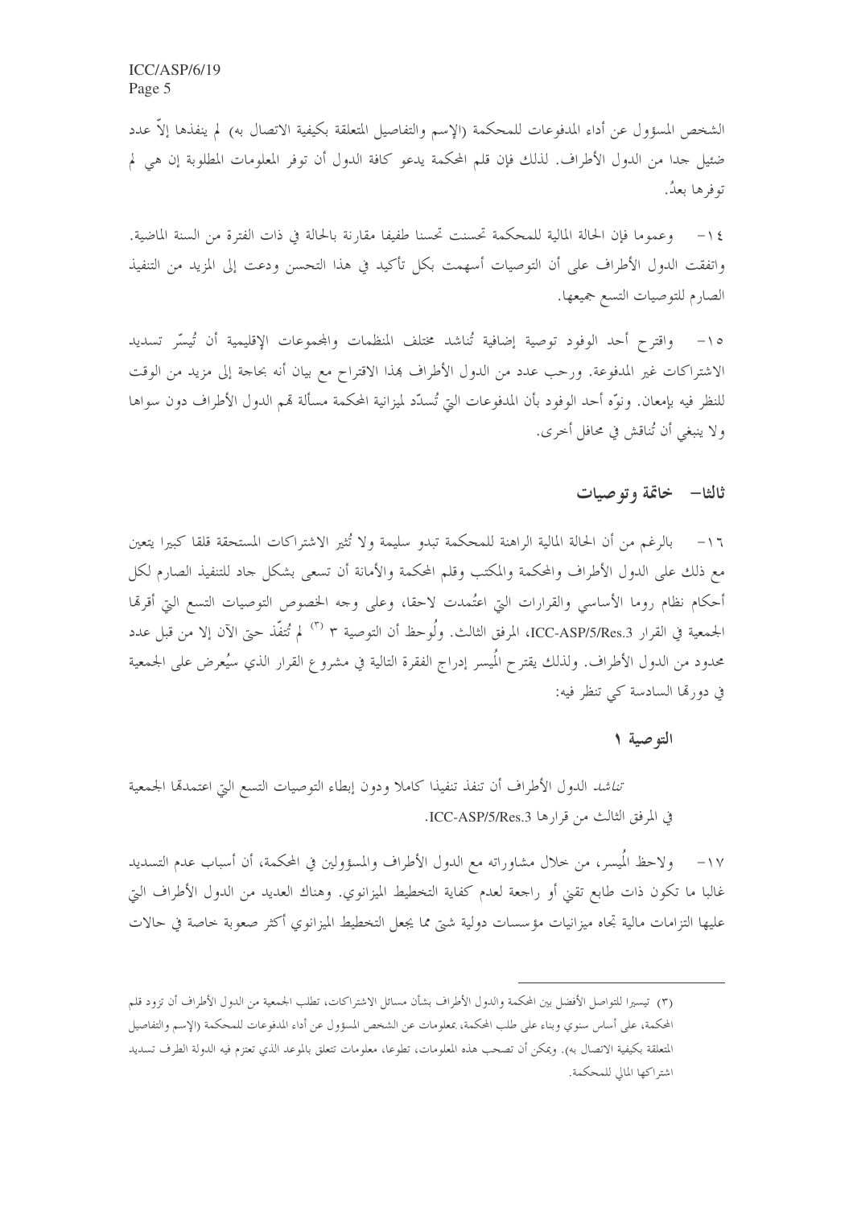الشخص المسؤول عن أداء المدفوعات للمحكمة (الإسم والتفاصيل المتعلقة بكيفية الاتصال به) لم ينفذها إلاّ عدد ضئيل جدا من الدول الأطراف. لذلك فإن قلم المحكمة يدعو كافة الدول أن توفر المعلومات المطلوبة إن هي لم توفرها بعدُ.

١٤- وعموما فإن الحالة المالية للمحكمة تحسنت تحسنا طفيفا مقارنة بالحالة في ذات الفترة من السنة الماضية. واتفقت الدول الأطراف على أن التوصيات أسهمت بكل تأكيد في هذا التحسن ودعت إلى المزيد من التنفيذ الصارم للتوصيات التسع جميعها.

١٥- واقترح أحد الوفود توصية إضافية تُناشد مختلف المنظمات والمجموعات الإقليمية أن تُيسّر تسديد الاشتراكات غير المدفوعة. ورحب عدد من الدول الأطراف بهذا الاقتراح مع بيان أنه بحاجة إلى مزيد من الوقت للنظر فيه بإمعان. ونوّه أحد الوفود بأن المدفوعات التي تُسدّد لميزانية المحكمة مسألة تهم الدول الأطراف دون سواها ولا ينبغي أن تُناقش في محافل أخرى.

## ثالثا- خاتمة وتوصيات

١٦- بالرغم من أن الحالة المالية الراهنة للمحكمة تبدو سليمة ولا تُثير الاشتراكات المستحقة قلقا كبيرا يتعين مع ذلك على الدول الأطراف والمحكمة والمكتب وقلم المحكمة والأمانة أن تسعى بشكل جاد للتنفيذ الصارم لكل أحكام نظام روما الأساسي والقرارات التي اعتُمدت لاحقا، وعلى وجه الخصوص التوصيات التسع التي أقرتها الجمعية في القرار ICC-ASP/5/Res.3، المرفق الثالث. ولُوحظ أن التوصية ٣ [(٣)] لم تُنفّذ حتى الآن إلا من قبل عدد محدود من الدول الأطراف. ولذلك يقترح المُيسر إدراج الفقرة التالية في مشروع القرار الذي سيُعرض على الجمعية في دورتها السادسة كي تنظر فيه:

### التوصية ١

*تناشد* الدول الأطراف أن تنفذ تنفيذا كاملا ودون إبطاء التوصيات التسع التي اعتمدتها الجمعية في المرفق الثالث من قرارها ICC-ASP/5/Res.3.

١٧- ولاحظ المُيسر، من خلال مشاوراته مع الدول الأطراف والمسؤولين في المحكمة، أن أسباب عدم التسديد غالبا ما تكون ذات طابع تقني أو راجعة لعدم كفاية التخطيط الميزانوي. وهناك العديد من الدول الأطراف التي عليها التزامات مالية تجاه ميزانيات مؤسسات دولية شتى مما يجعل التخطيط الميزانوي أكثر صعوبة خاصة في حالات

---

(٣) تيسيرا للتواصل الأفضل بين المحكمة والدول الأطراف بشأن مسائل الاشتراكات، تطلب الجمعية من الدول الأطراف أن تزود قلم المحكمة، على أساس سنوي وبناء على طلب المحكمة، بمعلومات عن الشخص المسؤول عن أداء المدفوعات للمحكمة (الإسم والتفاصيل المتعلقة بكيفية الاتصال به). ويمكن أن تصحب هذه المعلومات، تطوعا، معلومات تتعلق بالموعد الذي تعتزم فيه الدولة الطرف تسديد اشتراكها المالي للمحكمة.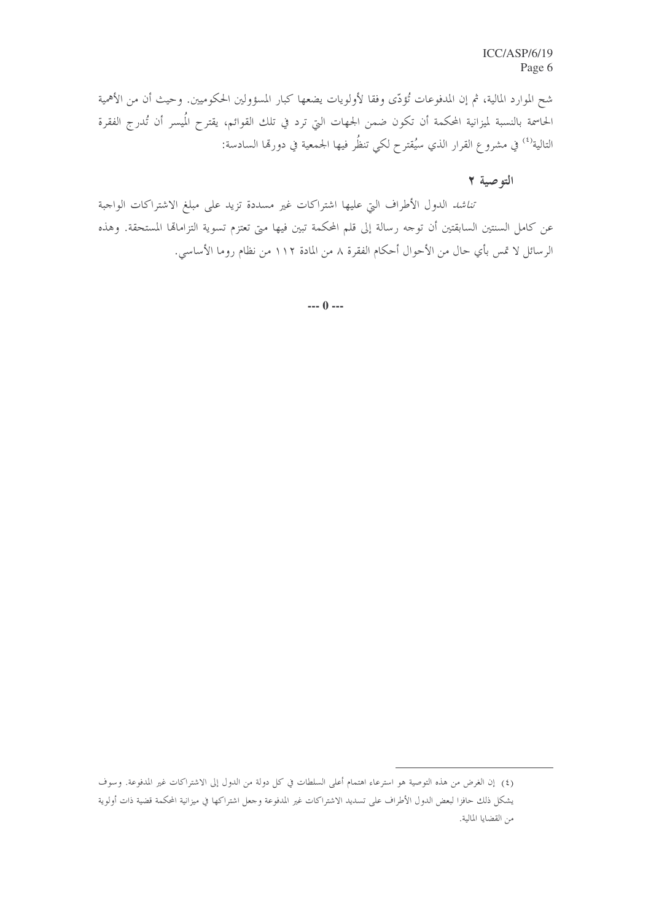شح الموارد المالية، ثم إن المدفوعات تُؤدّى وفقا لأولويات يضعها كبار المسؤولين الحكوميين. وحيث أن من الأهمية الحاسمة بالنسبة لميزانية المحكمة أن تكون ضمن الجهات التي ترد في تلك القوائم، يقترح المُيسر أن تُدرج الفقرة التالية[٤] في مشروع القرار الذي سيُقترح لكي تنظُر فيها الجمعية في دورتها السادسة:

### التوصية ٢

*تناشد* الدول الأطراف التي عليها اشتراكات غير مسددة تزيد على مبلغ الاشتراكات الواجبة عن كامل السنتين السابقتين أن توجه رسالة إلى قلم المحكمة تبين فيها متى تعتزم تسوية التزاماتها المستحقة. وهذه الرسائل لا تمس بأي حال من الأحوال أحكام الفقرة ٨ من المادة ١١٢ من نظام روما الأساسي.

--- 0 ---

(٤) إن الغرض من هذه التوصية هو استرعاء اهتمام أعلى السلطات في كل دولة من الدول إلى الاشتراكات غير المدفوعة. وسوف يشكل ذلك حافزا لبعض الدول الأطراف على تسديد الاشتراكات غير المدفوعة وجعل اشتراكها في ميزانية المحكمة قضية ذات أولوية من القضايا المالية.